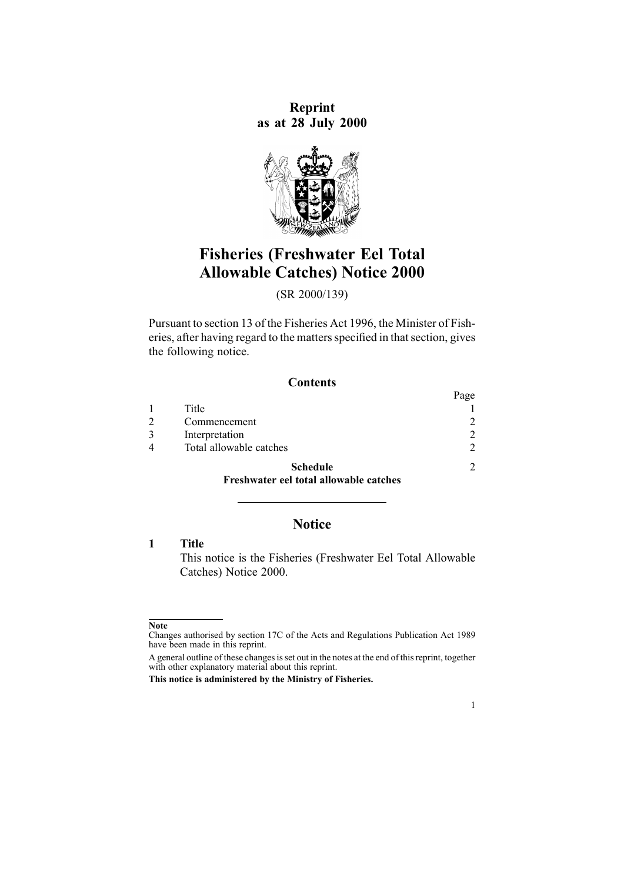**Reprint**
**as at 28 July 2000**

# Fisheries (Freshwater Eel Total Allowable Catches) Notice 2000

(SR 2000/139)

Pursuant to section 13 of the Fisheries Act 1996, the Minister of Fisheries, after having regard to the matters specified in that section, gives the following notice.

## Contents

| | | Page |
|---|---|---|
| 1 | Title | 1 |
| 2 | Commencement | 2 |
| 3 | Interpretation | 2 |
| 4 | Total allowable catches | 2 |
| | **Schedule** **Freshwater eel total allowable catches** | 2 |

---

## Notice

### 1 Title

This notice is the Fisheries (Freshwater Eel Total Allowable Catches) Notice 2000.

---

**Note**

Changes authorised by section 17C of the Acts and Regulations Publication Act 1989 have been made in this reprint.

A general outline of these changes is set out in the notes at the end of this reprint, together with other explanatory material about this reprint.

**This notice is administered by the Ministry of Fisheries.**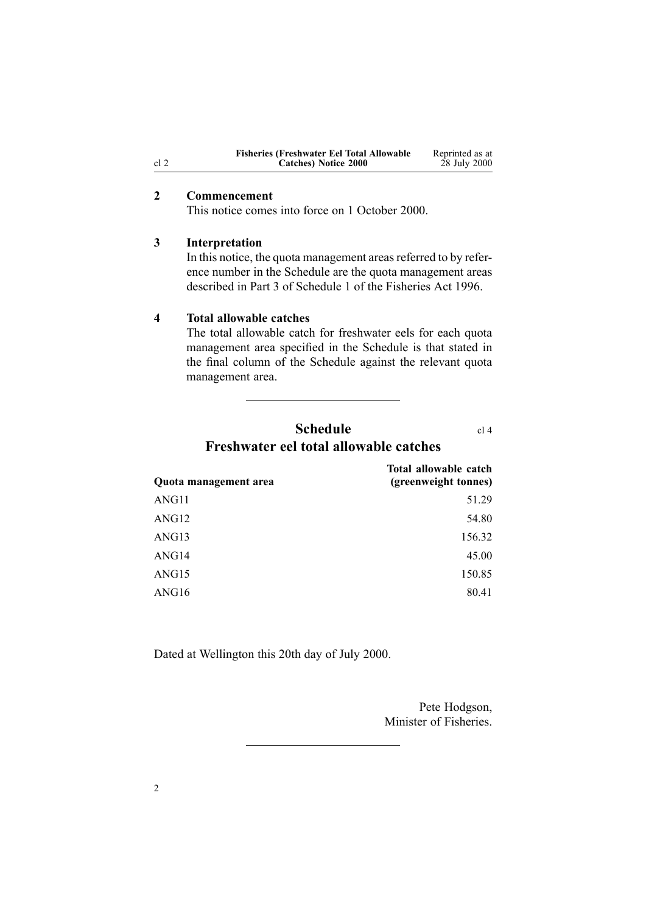## 2 Commencement

This notice comes into force on 1 October 2000.

## 3 Interpretation

In this notice, the quota management areas referred to by reference number in the Schedule are the quota management areas described in Part 3 of Schedule 1 of the Fisheries Act 1996.

## 4 Total allowable catches

The total allowable catch for freshwater eels for each quota management area specified in the Schedule is that stated in the final column of the Schedule against the relevant quota management area.

---

# Schedule

cl 4

## Freshwater eel total allowable catches

| Quota management area | Total allowable catch (greenweight tonnes) |
|---|---|
| ANG11 | 51.29 |
| ANG12 | 54.80 |
| ANG13 | 156.32 |
| ANG14 | 45.00 |
| ANG15 | 150.85 |
| ANG16 | 80.41 |

Dated at Wellington this 20th day of July 2000.

Pete Hodgson,
Minister of Fisheries.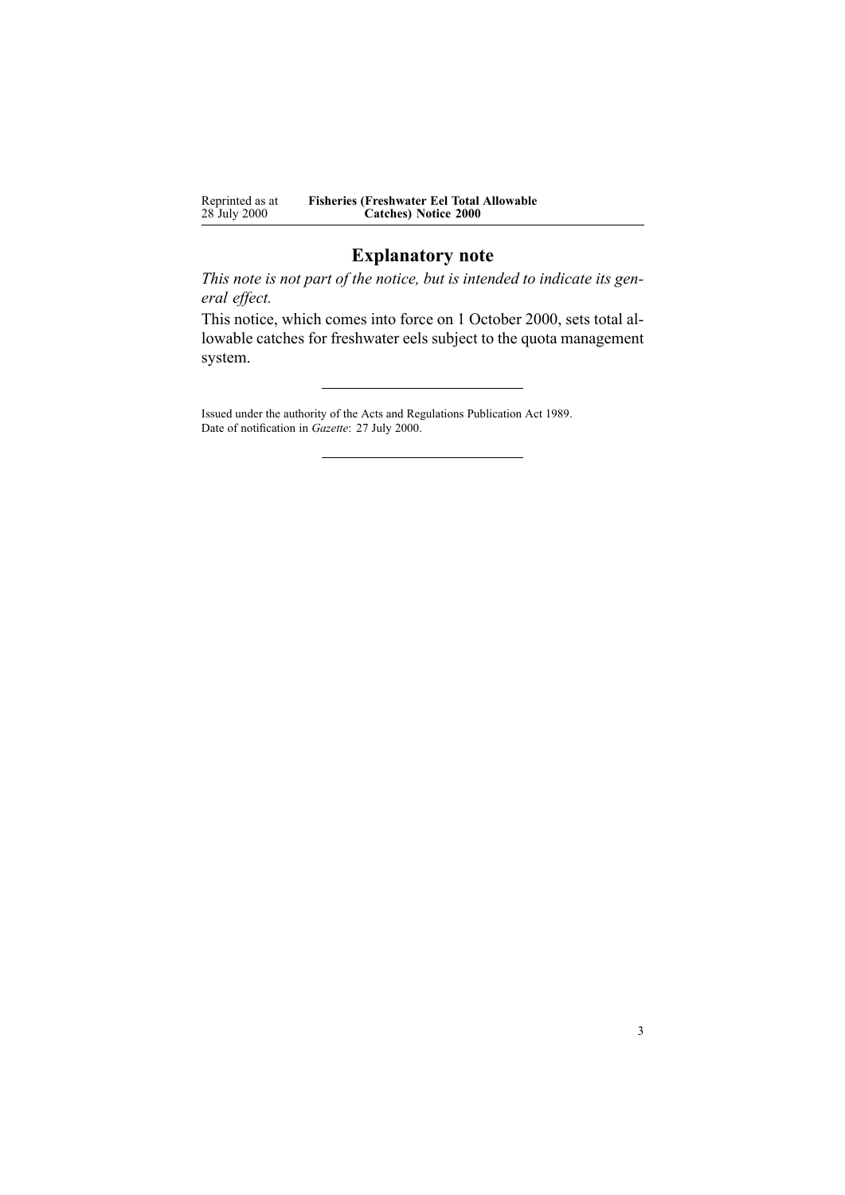## Explanatory note

*This note is not part of the notice, but is intended to indicate its general effect.*

This notice, which comes into force on 1 October 2000, sets total allowable catches for freshwater eels subject to the quota management system.

---

Issued under the authority of the Acts and Regulations Publication Act 1989.
Date of notification in *Gazette*: 27 July 2000.

---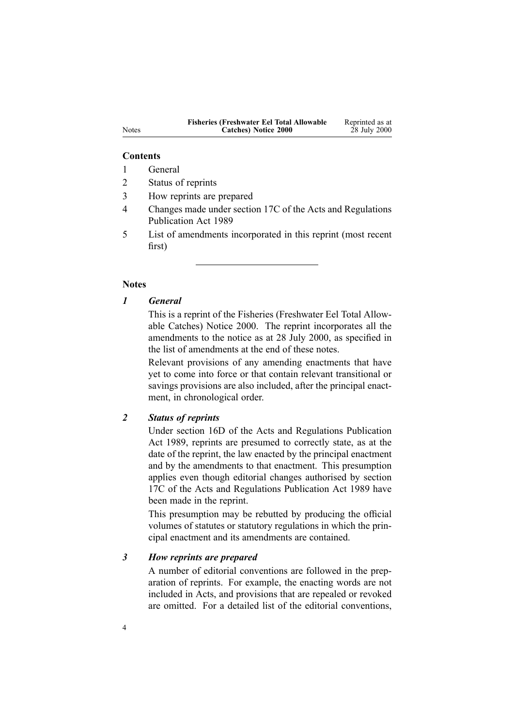## Contents

1 General

2 Status of reprints

3 How reprints are prepared

4 Changes made under section 17C of the Acts and Regulations Publication Act 1989

5 List of amendments incorporated in this reprint (most recent first)

---

## Notes

### *1 General*

This is a reprint of the Fisheries (Freshwater Eel Total Allowable Catches) Notice 2000. The reprint incorporates all the amendments to the notice as at 28 July 2000, as specified in the list of amendments at the end of these notes.

Relevant provisions of any amending enactments that have yet to come into force or that contain relevant transitional or savings provisions are also included, after the principal enactment, in chronological order.

### *2 Status of reprints*

Under section 16D of the Acts and Regulations Publication Act 1989, reprints are presumed to correctly state, as at the date of the reprint, the law enacted by the principal enactment and by the amendments to that enactment. This presumption applies even though editorial changes authorised by section 17C of the Acts and Regulations Publication Act 1989 have been made in the reprint.

This presumption may be rebutted by producing the official volumes of statutes or statutory regulations in which the principal enactment and its amendments are contained.

### *3 How reprints are prepared*

A number of editorial conventions are followed in the preparation of reprints. For example, the enacting words are not included in Acts, and provisions that are repealed or revoked are omitted. For a detailed list of the editorial conventions,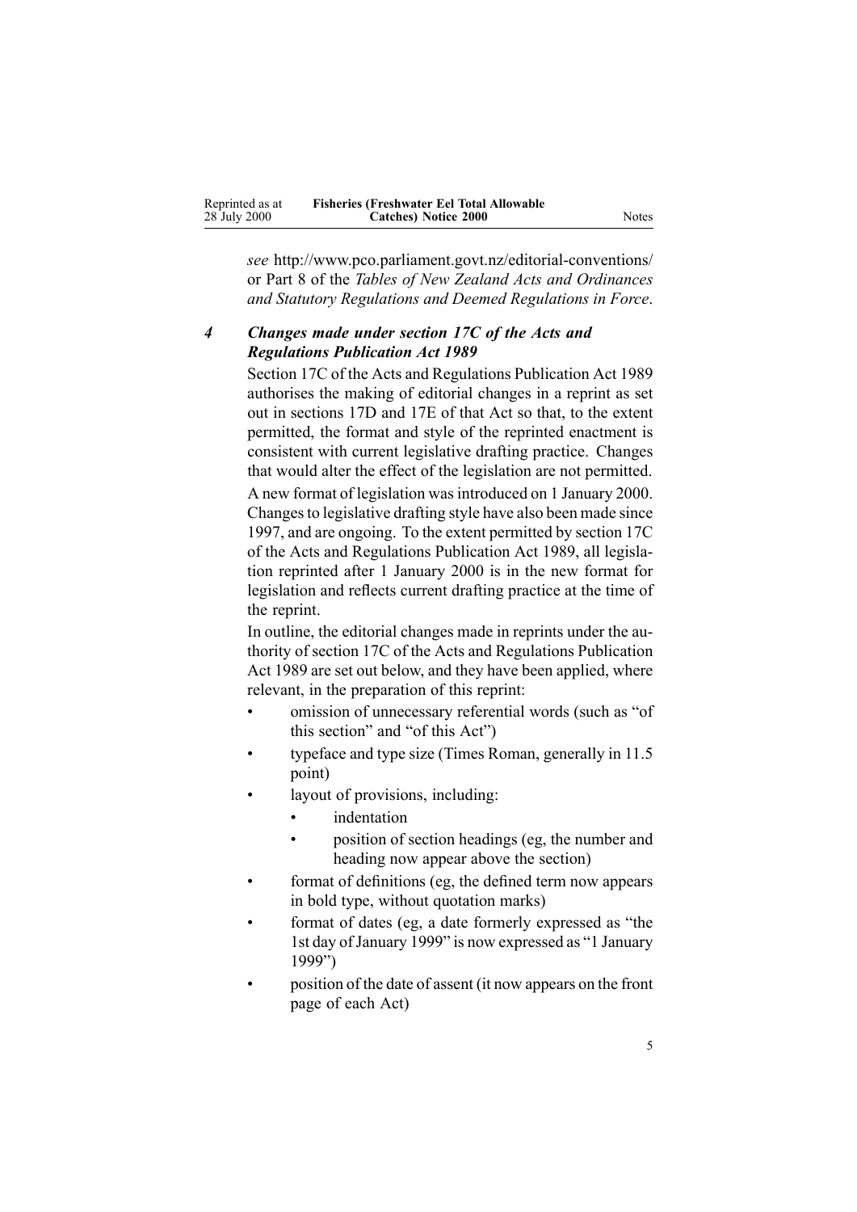*see* http://www.pco.parliament.govt.nz/editorial-conventions/ or Part 8 of the *Tables of New Zealand Acts and Ordinances and Statutory Regulations and Deemed Regulations in Force*.

### *4 Changes made under section 17C of the Acts and Regulations Publication Act 1989*

Section 17C of the Acts and Regulations Publication Act 1989 authorises the making of editorial changes in a reprint as set out in sections 17D and 17E of that Act so that, to the extent permitted, the format and style of the reprinted enactment is consistent with current legislative drafting practice. Changes that would alter the effect of the legislation are not permitted.

A new format of legislation was introduced on 1 January 2000. Changes to legislative drafting style have also been made since 1997, and are ongoing. To the extent permitted by section 17C of the Acts and Regulations Publication Act 1989, all legislation reprinted after 1 January 2000 is in the new format for legislation and reflects current drafting practice at the time of the reprint.

In outline, the editorial changes made in reprints under the authority of section 17C of the Acts and Regulations Publication Act 1989 are set out below, and they have been applied, where relevant, in the preparation of this reprint:

- omission of unnecessary referential words (such as "of this section" and "of this Act")
- typeface and type size (Times Roman, generally in 11.5 point)
- layout of provisions, including:
  - indentation
  - position of section headings (eg, the number and heading now appear above the section)
- format of definitions (eg, the defined term now appears in bold type, without quotation marks)
- format of dates (eg, a date formerly expressed as "the 1st day of January 1999" is now expressed as "1 January 1999")
- position of the date of assent (it now appears on the front page of each Act)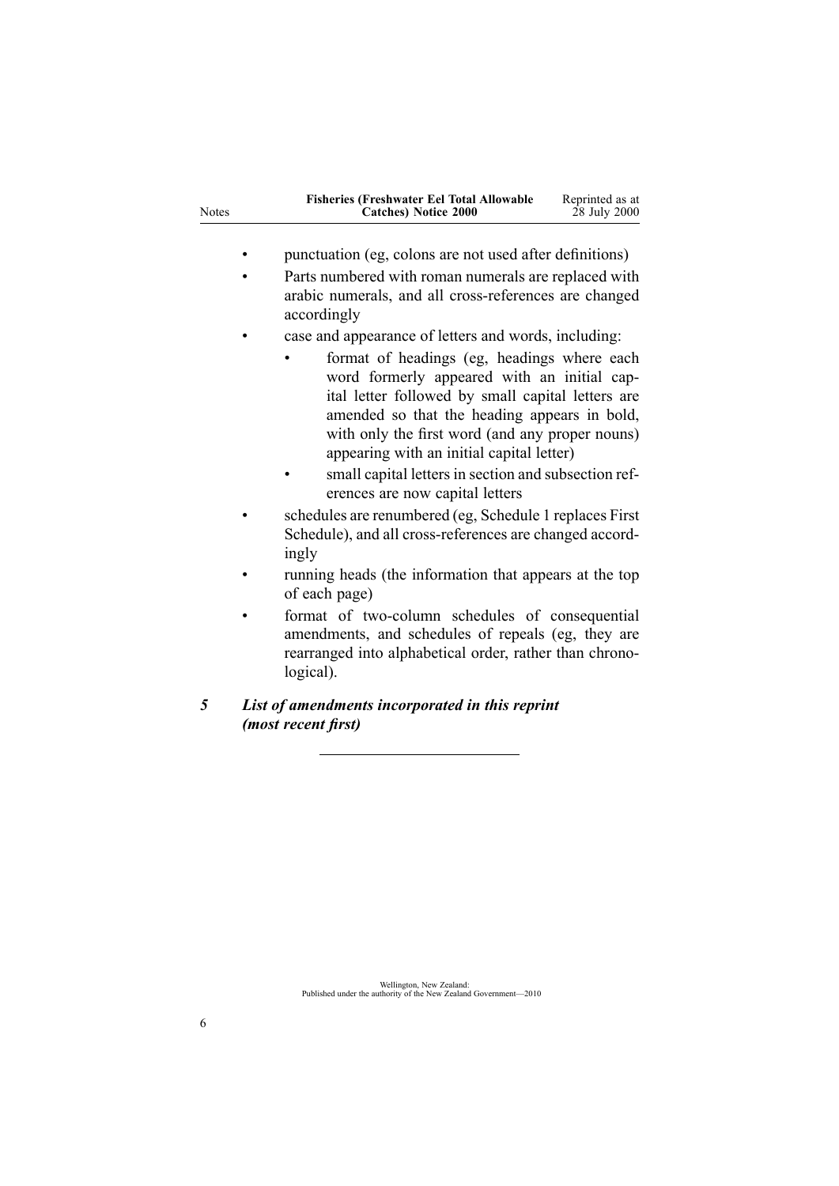- punctuation (eg, colons are not used after definitions)
- Parts numbered with roman numerals are replaced with arabic numerals, and all cross-references are changed accordingly
- case and appearance of letters and words, including:
  - format of headings (eg, headings where each word formerly appeared with an initial capital letter followed by small capital letters are amended so that the heading appears in bold, with only the first word (and any proper nouns) appearing with an initial capital letter)
  - small capital letters in section and subsection references are now capital letters
- schedules are renumbered (eg, Schedule 1 replaces First Schedule), and all cross-references are changed accordingly
- running heads (the information that appears at the top of each page)
- format of two-column schedules of consequential amendments, and schedules of repeals (eg, they are rearranged into alphabetical order, rather than chronological).

***5 List of amendments incorporated in this reprint (most recent first)***

---

Wellington, New Zealand:
Published under the authority of the New Zealand Government—2010